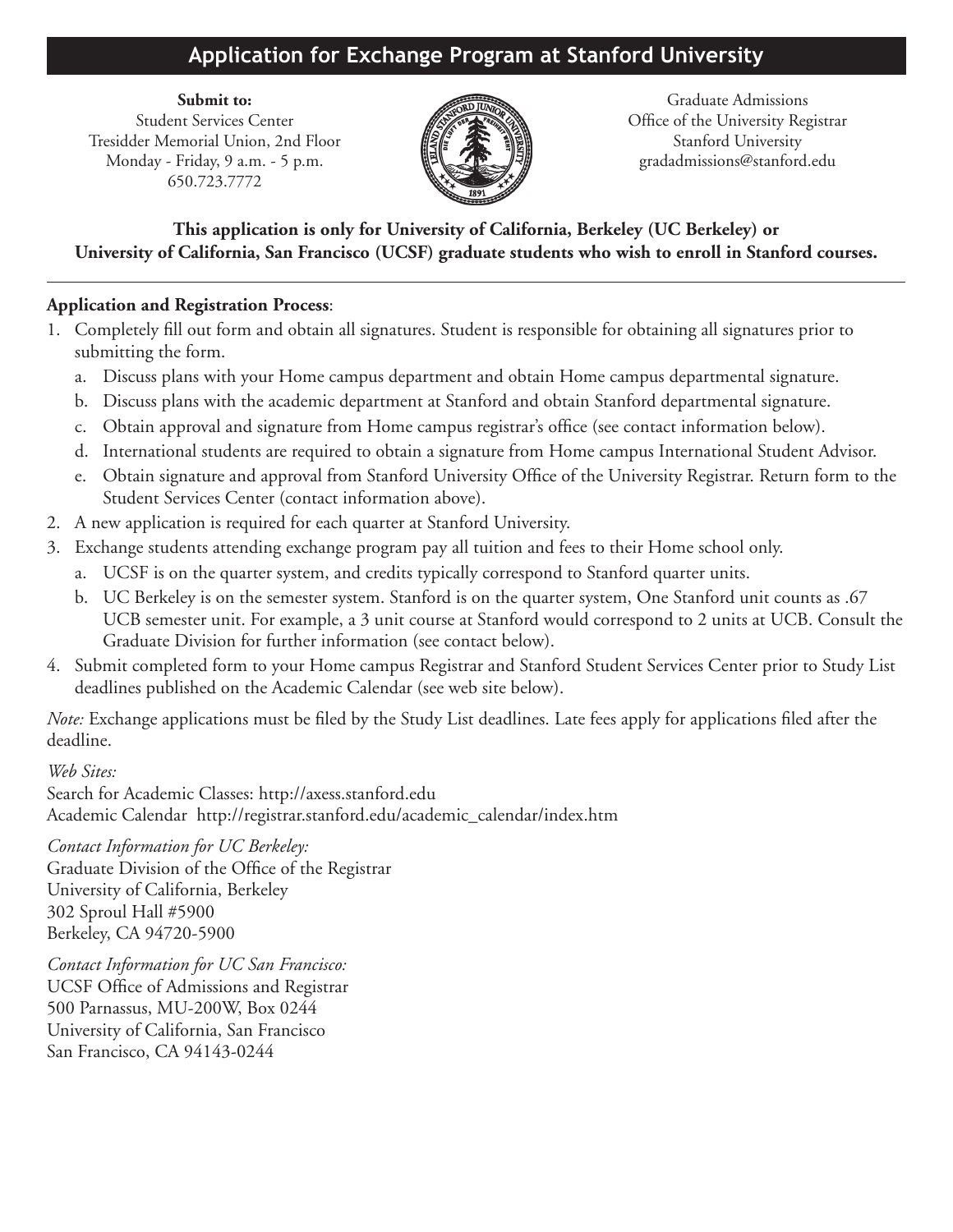# Application for Exchange Program at Stanford University

**Submit to:**
Student Services Center
Tresidder Memorial Union, 2nd Floor
Monday - Friday, 9 a.m. - 5 p.m.
650.723.7772

Graduate Admissions
Office of the University Registrar
Stanford University
gradadmissions@stanford.edu

**This application is only for University of California, Berkeley (UC Berkeley) or University of California, San Francisco (UCSF) graduate students who wish to enroll in Stanford courses.**

---

**Application and Registration Process**:

1. Completely fill out form and obtain all signatures. Student is responsible for obtaining all signatures prior to submitting the form.
   a. Discuss plans with your Home campus department and obtain Home campus departmental signature.
   b. Discuss plans with the academic department at Stanford and obtain Stanford departmental signature.
   c. Obtain approval and signature from Home campus registrar's office (see contact information below).
   d. International students are required to obtain a signature from Home campus International Student Advisor.
   e. Obtain signature and approval from Stanford University Office of the University Registrar. Return form to the Student Services Center (contact information above).
2. A new application is required for each quarter at Stanford University.
3. Exchange students attending exchange program pay all tuition and fees to their Home school only.
   a. UCSF is on the quarter system, and credits typically correspond to Stanford quarter units.
   b. UC Berkeley is on the semester system. Stanford is on the quarter system, One Stanford unit counts as .67 UCB semester unit. For example, a 3 unit course at Stanford would correspond to 2 units at UCB. Consult the Graduate Division for further information (see contact below).
4. Submit completed form to your Home campus Registrar and Stanford Student Services Center prior to Study List deadlines published on the Academic Calendar (see web site below).

*Note:* Exchange applications must be filed by the Study List deadlines. Late fees apply for applications filed after the deadline.

*Web Sites:*
Search for Academic Classes: http://axess.stanford.edu
Academic Calendar http://registrar.stanford.edu/academic_calendar/index.htm

*Contact Information for UC Berkeley:*
Graduate Division of the Office of the Registrar
University of California, Berkeley
302 Sproul Hall #5900
Berkeley, CA 94720-5900

*Contact Information for UC San Francisco:*
UCSF Office of Admissions and Registrar
500 Parnassus, MU-200W, Box 0244
University of California, San Francisco
San Francisco, CA 94143-0244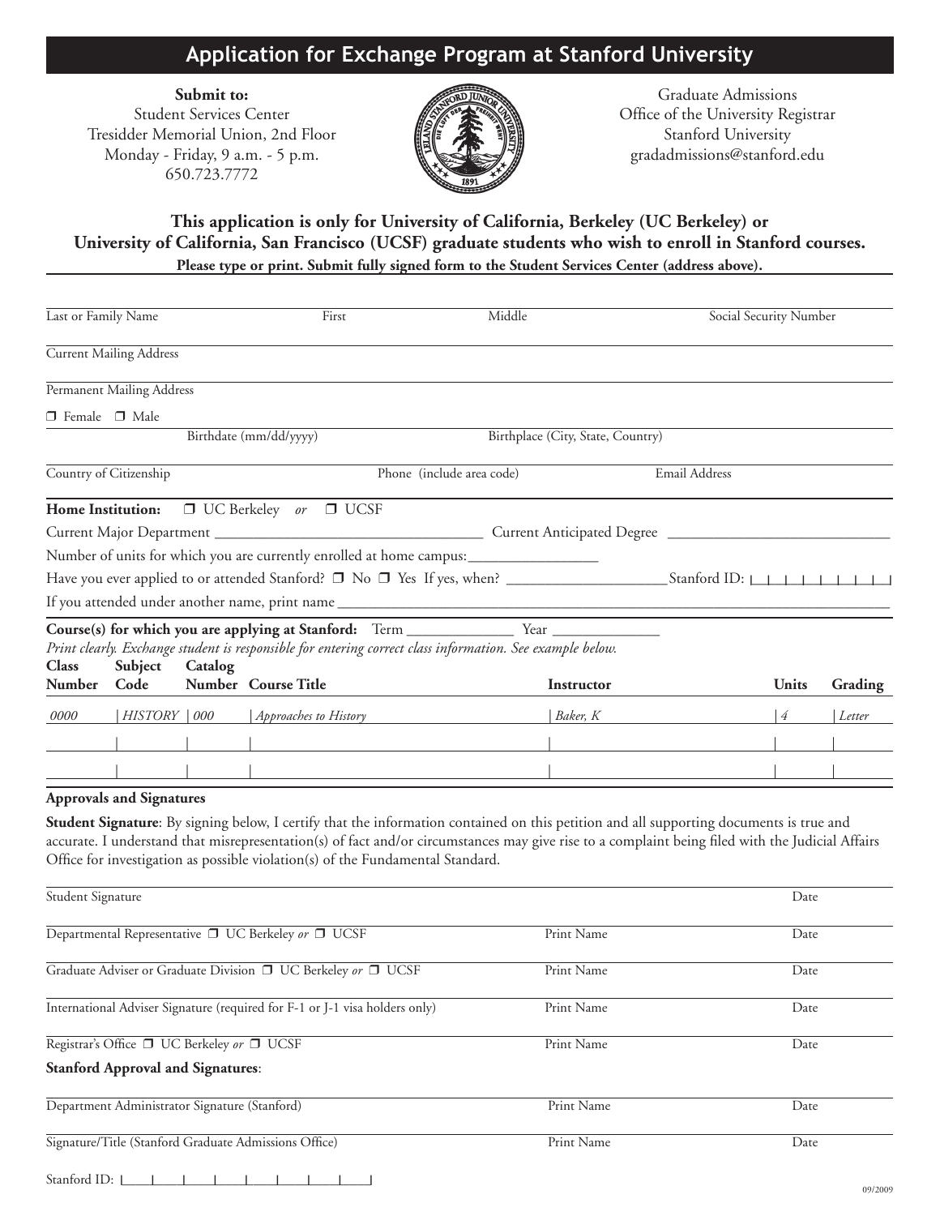# Application for Exchange Program at Stanford University

**Submit to:**
Student Services Center
Tresidder Memorial Union, 2nd Floor
Monday - Friday, 9 a.m. - 5 p.m.
650.723.7772

Graduate Admissions
Office of the University Registrar
Stanford University
gradadmissions@stanford.edu

**This application is only for University of California, Berkeley (UC Berkeley) or University of California, San Francisco (UCSF) graduate students who wish to enroll in Stanford courses.**

**Please type or print. Submit fully signed form to the Student Services Center (address above).**

Last or Family Name _______ First _______ Middle _______ Social Security Number _______

Current Mailing Address _______

Permanent Mailing Address _______

❒ Female ❒ Male _______ Birthdate (mm/dd/yyyy) _______ Birthplace (City, State, Country) _______

Country of Citizenship _______ Phone (include area code) _______ Email Address _______

**Home Institution:** ❒ UC Berkeley *or* ❒ UCSF

Current Major Department ___________________________________ Current Anticipated Degree _____________________________

Number of units for which you are currently enrolled at home campus:________________

Have you ever applied to or attended Stanford? ❒ No ❒ Yes If yes, when? ____________________Stanford ID: |__|__|__|__|__|__|__|__|

If you attended under another name, print name ___________________________________________________________________________

**Course(s) for which you are applying at Stanford:** Term _____________ Year _____________

*Print clearly. Exchange student is responsible for entering correct class information. See example below.*

| Class Number | Subject Code | Catalog Number | Course Title | Instructor | Units | Grading |
|---|---|---|---|---|---|---|
| *0000* | *HISTORY* | *000* | *Approaches to History* | *Baker, K* | *4* | *Letter* |
| | | | | | | |
| | | | | | | |

**Approvals and Signatures**

**Student Signature**: By signing below, I certify that the information contained on this petition and all supporting documents is true and accurate. I understand that misrepresentation(s) of fact and/or circumstances may give rise to a complaint being filed with the Judicial Affairs Office for investigation as possible violation(s) of the Fundamental Standard.

Student Signature _______ Date _______

Departmental Representative ❒ UC Berkeley *or* ❒ UCSF _______ Print Name _______ Date _______

Graduate Adviser or Graduate Division ❒ UC Berkeley *or* ❒ UCSF _______ Print Name _______ Date _______

International Adviser Signature (required for F-1 or J-1 visa holders only) _______ Print Name _______ Date _______

Registrar's Office ❒ UC Berkeley *or* ❒ UCSF _______ Print Name _______ Date _______

**Stanford Approval and Signatures**:

Department Administrator Signature (Stanford) _______ Print Name _______ Date _______

Signature/Title (Stanford Graduate Admissions Office) _______ Print Name _______ Date _______

Stanford ID: |__|__|__|__|__|__|__|__|

09/2009